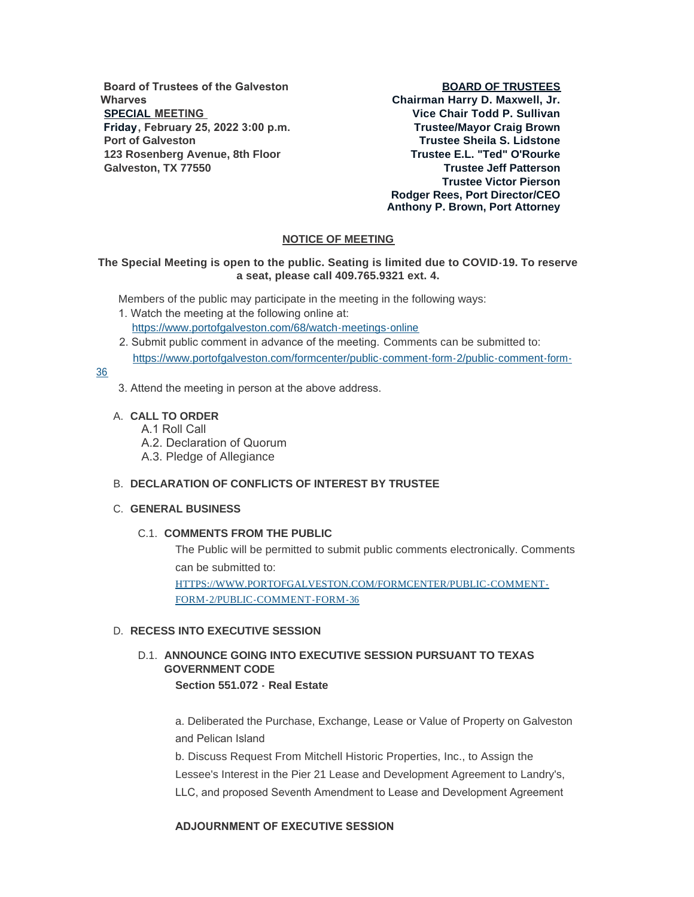**Board of Trustees of the Galveston Wharves**
**SPECIAL MEETING**
**Friday, February 25, 2022 3:00 p.m.**
**Port of Galveston**
**123 Rosenberg Avenue, 8th Floor**
**Galveston, TX 77550**

**BOARD OF TRUSTEES**
**Chairman Harry D. Maxwell, Jr.**
**Vice Chair Todd P. Sullivan**
**Trustee/Mayor Craig Brown**
**Trustee Sheila S. Lidstone**
**Trustee E.L. "Ted" O'Rourke**
**Trustee Jeff Patterson**
**Trustee Victor Pierson**
**Rodger Rees, Port Director/CEO**
**Anthony P. Brown, Port Attorney**

## NOTICE OF MEETING

**The Special Meeting is open to the public. Seating is limited due to COVID-19. To reserve a seat, please call 409.765.9321 ext. 4.**

Members of the public may participate in the meeting in the following ways:

1. Watch the meeting at the following online at: https://www.portofgalveston.com/68/watch-meetings-online
2. Submit public comment in advance of the meeting. Comments can be submitted to: https://www.portofgalveston.com/formcenter/public-comment-form-2/public-comment-form-36
3. Attend the meeting in person at the above address.

A. **CALL TO ORDER**
   - A.1 Roll Call
   - A.2. Declaration of Quorum
   - A.3. Pledge of Allegiance

B. **DECLARATION OF CONFLICTS OF INTEREST BY TRUSTEE**

C. **GENERAL BUSINESS**

C.1. **COMMENTS FROM THE PUBLIC**

The Public will be permitted to submit public comments electronically. Comments can be submitted to:
HTTPS://WWW.PORTOFGALVESTON.COM/FORMCENTER/PUBLIC-COMMENT-FORM-2/PUBLIC-COMMENT-FORM-36

D. **RECESS INTO EXECUTIVE SESSION**

D.1. **ANNOUNCE GOING INTO EXECUTIVE SESSION PURSUANT TO TEXAS GOVERNMENT CODE**
**Section 551.072 - Real Estate**

a. Deliberated the Purchase, Exchange, Lease or Value of Property on Galveston and Pelican Island

b. Discuss Request From Mitchell Historic Properties, Inc., to Assign the Lessee's Interest in the Pier 21 Lease and Development Agreement to Landry's, LLC, and proposed Seventh Amendment to Lease and Development Agreement

**ADJOURNMENT OF EXECUTIVE SESSION**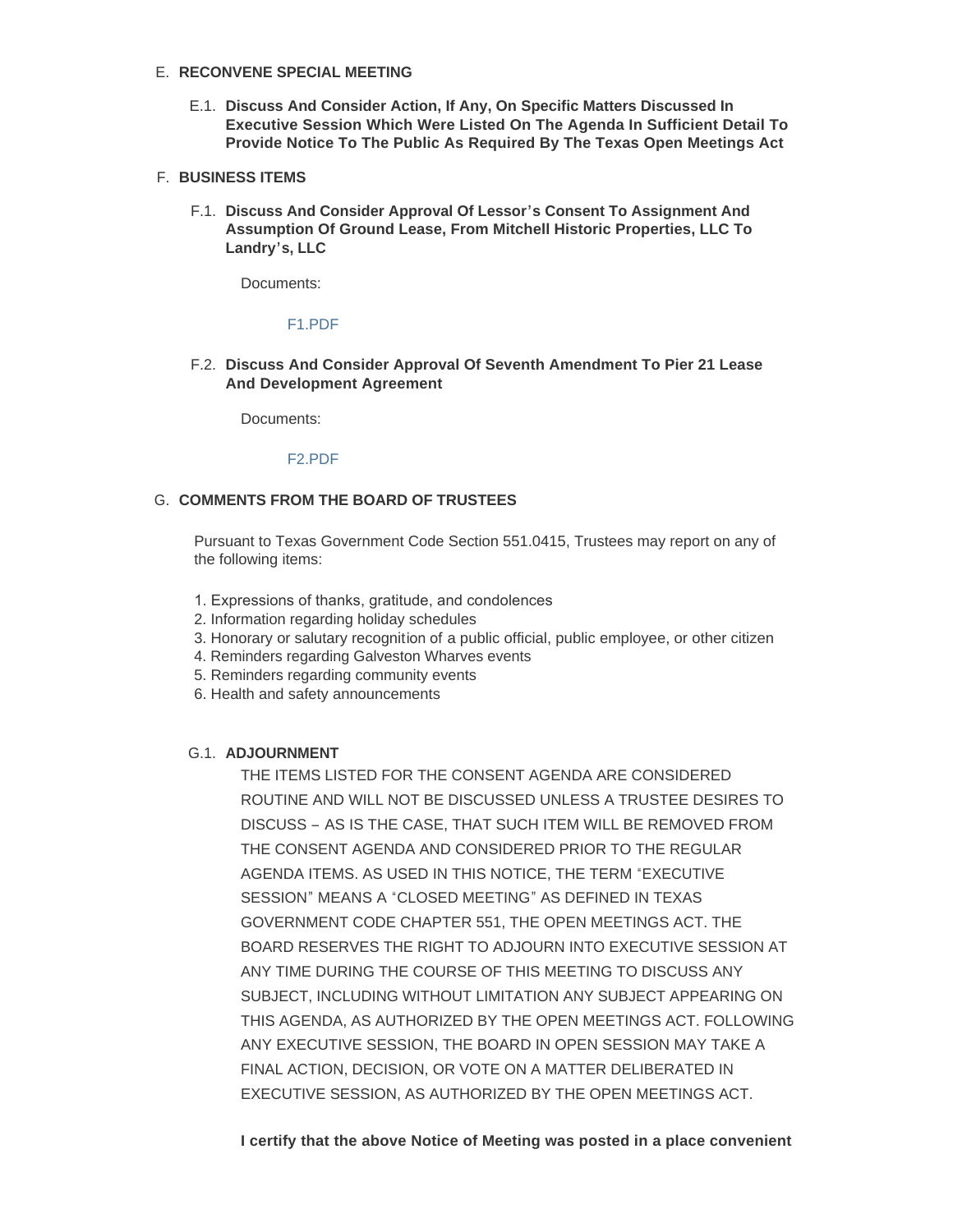## E. RECONVENE SPECIAL MEETING

### E.1. Discuss And Consider Action, If Any, On Specific Matters Discussed In Executive Session Which Were Listed On The Agenda In Sufficient Detail To Provide Notice To The Public As Required By The Texas Open Meetings Act

## F. BUSINESS ITEMS

### F.1. Discuss And Consider Approval Of Lessor's Consent To Assignment And Assumption Of Ground Lease, From Mitchell Historic Properties, LLC To Landry's, LLC

Documents:

F1.PDF

### F.2. Discuss And Consider Approval Of Seventh Amendment To Pier 21 Lease And Development Agreement

Documents:

F2.PDF

## G. COMMENTS FROM THE BOARD OF TRUSTEES

Pursuant to Texas Government Code Section 551.0415, Trustees may report on any of the following items:

1. Expressions of thanks, gratitude, and condolences
2. Information regarding holiday schedules
3. Honorary or salutary recognition of a public official, public employee, or other citizen
4. Reminders regarding Galveston Wharves events
5. Reminders regarding community events
6. Health and safety announcements

### G.1. ADJOURNMENT

THE ITEMS LISTED FOR THE CONSENT AGENDA ARE CONSIDERED ROUTINE AND WILL NOT BE DISCUSSED UNLESS A TRUSTEE DESIRES TO DISCUSS – AS IS THE CASE, THAT SUCH ITEM WILL BE REMOVED FROM THE CONSENT AGENDA AND CONSIDERED PRIOR TO THE REGULAR AGENDA ITEMS. AS USED IN THIS NOTICE, THE TERM "EXECUTIVE SESSION" MEANS A "CLOSED MEETING" AS DEFINED IN TEXAS GOVERNMENT CODE CHAPTER 551, THE OPEN MEETINGS ACT. THE BOARD RESERVES THE RIGHT TO ADJOURN INTO EXECUTIVE SESSION AT ANY TIME DURING THE COURSE OF THIS MEETING TO DISCUSS ANY SUBJECT, INCLUDING WITHOUT LIMITATION ANY SUBJECT APPEARING ON THIS AGENDA, AS AUTHORIZED BY THE OPEN MEETINGS ACT. FOLLOWING ANY EXECUTIVE SESSION, THE BOARD IN OPEN SESSION MAY TAKE A FINAL ACTION, DECISION, OR VOTE ON A MATTER DELIBERATED IN EXECUTIVE SESSION, AS AUTHORIZED BY THE OPEN MEETINGS ACT.

**I certify that the above Notice of Meeting was posted in a place convenient**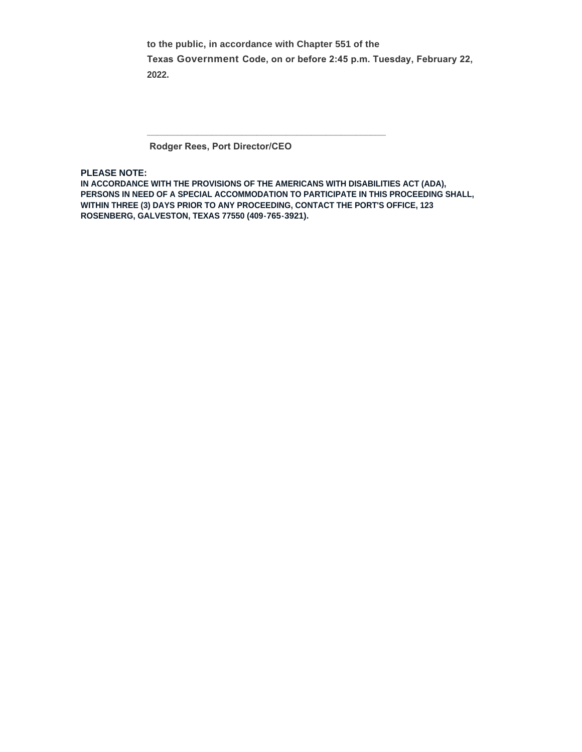**to the public, in accordance with Chapter 551 of the Texas Government Code, on or before 2:45 p.m. Tuesday, February 22, 2022.**

\_\_\_\_\_\_\_\_\_\_\_\_\_\_\_\_\_\_\_\_\_\_\_\_\_\_\_\_\_\_\_\_\_\_\_\_\_\_\_\_\_\_\_\_\_\_

**Rodger Rees, Port Director/CEO**

**PLEASE NOTE:**

**IN ACCORDANCE WITH THE PROVISIONS OF THE AMERICANS WITH DISABILITIES ACT (ADA), PERSONS IN NEED OF A SPECIAL ACCOMMODATION TO PARTICIPATE IN THIS PROCEEDING SHALL, WITHIN THREE (3) DAYS PRIOR TO ANY PROCEEDING, CONTACT THE PORT'S OFFICE, 123 ROSENBERG, GALVESTON, TEXAS 77550 (409-765-3921).**